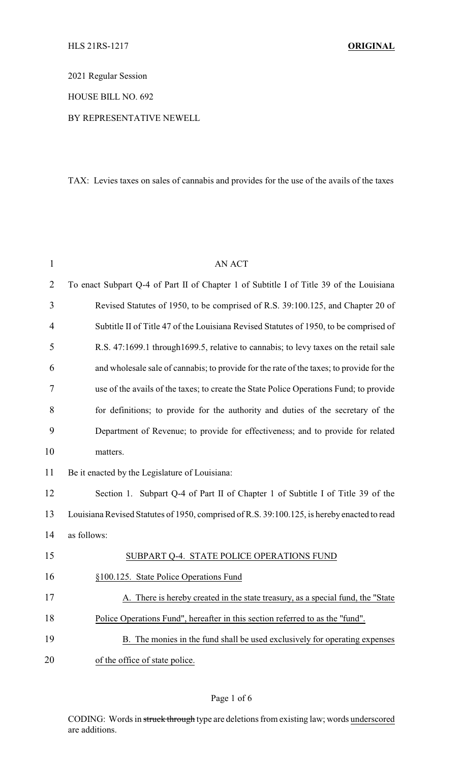HLS 21RS-1217 **ORIGINAL**

2021 Regular Session

HOUSE BILL NO. 692

BY REPRESENTATIVE NEWELL

TAX: Levies taxes on sales of cannabis and provides for the use of the avails of the taxes

AN ACT

To enact Subpart Q-4 of Part II of Chapter 1 of Subtitle I of Title 39 of the Louisiana Revised Statutes of 1950, to be comprised of R.S. 39:100.125, and Chapter 20 of Subtitle II of Title 47 of the Louisiana Revised Statutes of 1950, to be comprised of R.S. 47:1699.1 through1699.5, relative to cannabis; to levy taxes on the retail sale and wholesale sale of cannabis; to provide for the rate of the taxes; to provide for the use of the avails of the taxes; to create the State Police Operations Fund; to provide for definitions; to provide for the authority and duties of the secretary of the Department of Revenue; to provide for effectiveness; and to provide for related matters.

Be it enacted by the Legislature of Louisiana:

Section 1. Subpart Q-4 of Part II of Chapter 1 of Subtitle I of Title 39 of the Louisiana Revised Statutes of 1950, comprised of R.S. 39:100.125, is hereby enacted to read as follows:

SUBPART Q-4. STATE POLICE OPERATIONS FUND

§100.125. State Police Operations Fund

A. There is hereby created in the state treasury, as a special fund, the "State Police Operations Fund", hereafter in this section referred to as the "fund".

B. The monies in the fund shall be used exclusively for operating expenses of the office of state police.

CODING: Words in ~~struck through~~ type are deletions from existing law; words underscored are additions.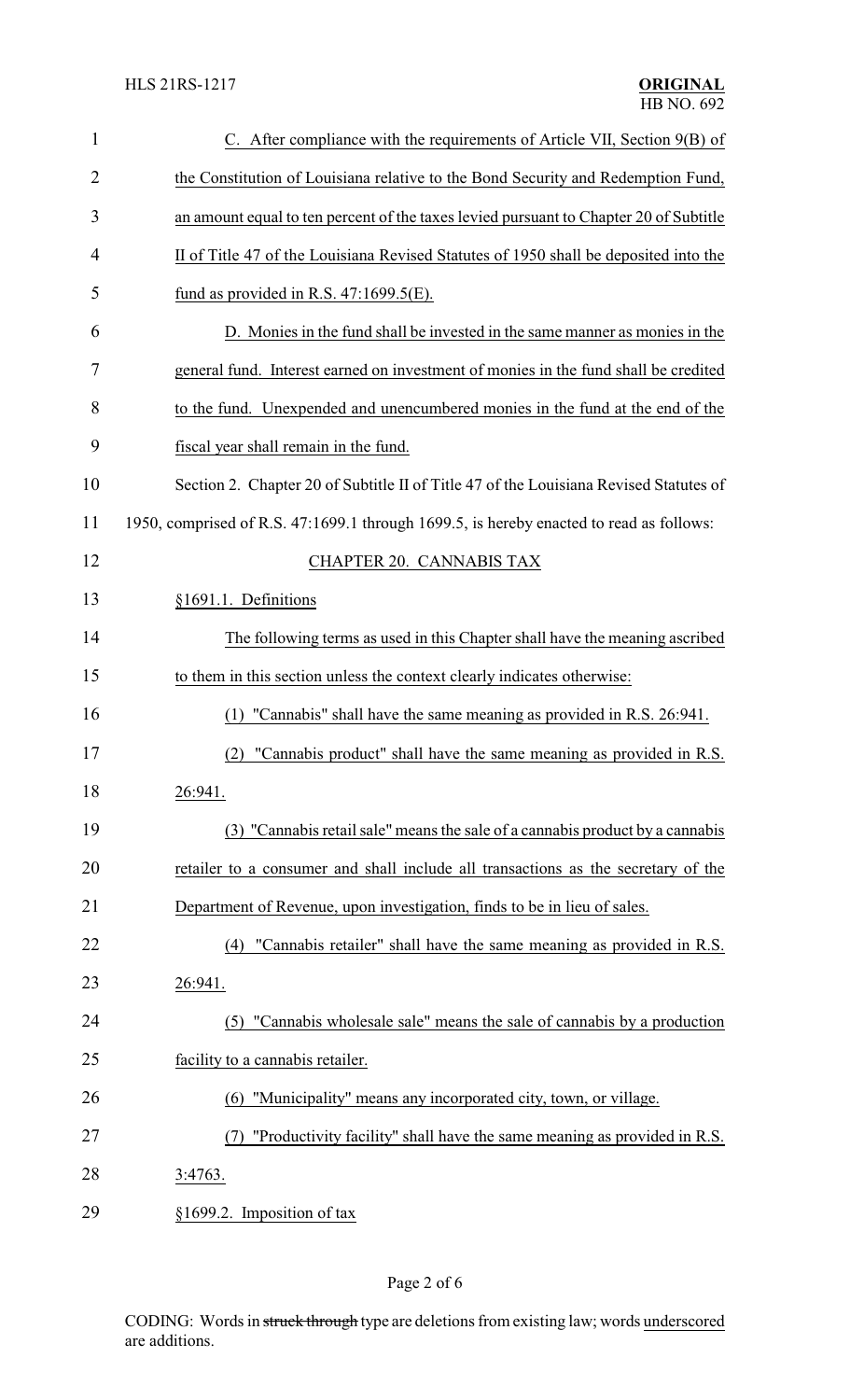C. After compliance with the requirements of Article VII, Section 9(B) of the Constitution of Louisiana relative to the Bond Security and Redemption Fund, an amount equal to ten percent of the taxes levied pursuant to Chapter 20 of Subtitle II of Title 47 of the Louisiana Revised Statutes of 1950 shall be deposited into the fund as provided in R.S. 47:1699.5(E).

D. Monies in the fund shall be invested in the same manner as monies in the general fund. Interest earned on investment of monies in the fund shall be credited to the fund. Unexpended and unencumbered monies in the fund at the end of the fiscal year shall remain in the fund.

Section 2. Chapter 20 of Subtitle II of Title 47 of the Louisiana Revised Statutes of 1950, comprised of R.S. 47:1699.1 through 1699.5, is hereby enacted to read as follows:

CHAPTER 20. CANNABIS TAX

§1691.1. Definitions

The following terms as used in this Chapter shall have the meaning ascribed to them in this section unless the context clearly indicates otherwise:

(1) "Cannabis" shall have the same meaning as provided in R.S. 26:941.

(2) "Cannabis product" shall have the same meaning as provided in R.S. 26:941.

(3) "Cannabis retail sale" means the sale of a cannabis product by a cannabis retailer to a consumer and shall include all transactions as the secretary of the Department of Revenue, upon investigation, finds to be in lieu of sales.

(4) "Cannabis retailer" shall have the same meaning as provided in R.S. 26:941.

(5) "Cannabis wholesale sale" means the sale of cannabis by a production facility to a cannabis retailer.

(6) "Municipality" means any incorporated city, town, or village.

(7) "Productivity facility" shall have the same meaning as provided in R.S. 3:4763.

§1699.2. Imposition of tax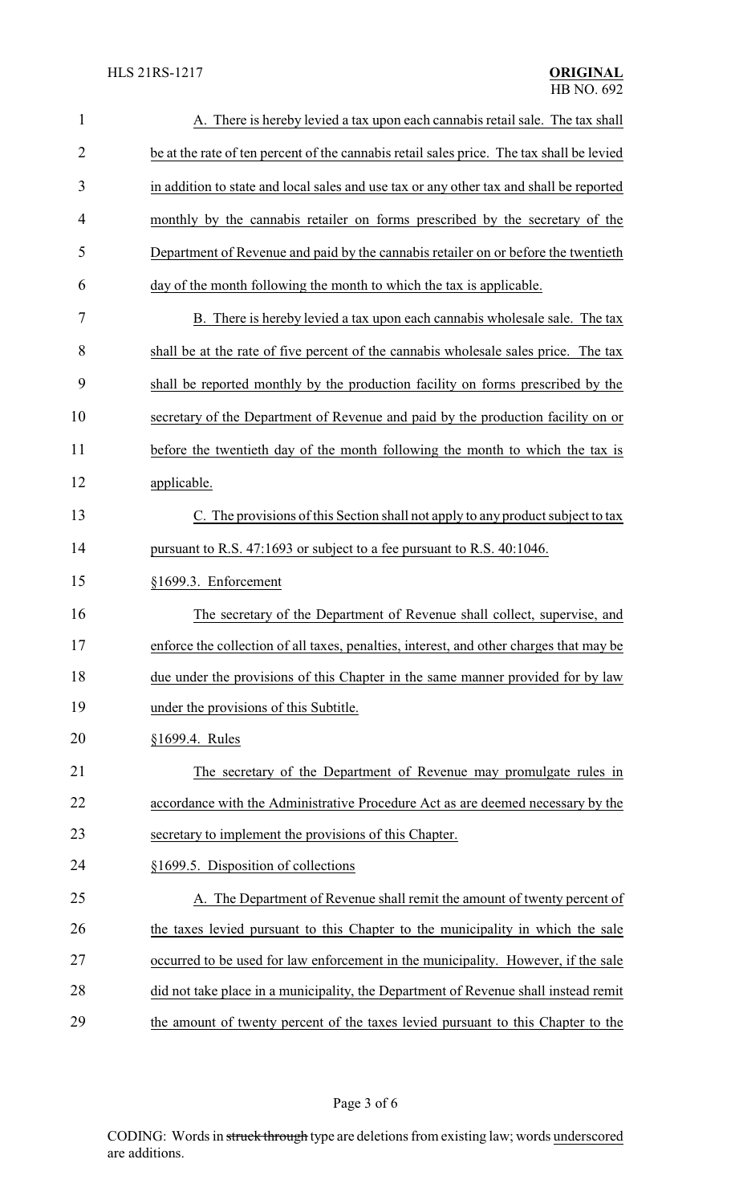A. There is hereby levied a tax upon each cannabis retail sale. The tax shall be at the rate of ten percent of the cannabis retail sales price. The tax shall be levied in addition to state and local sales and use tax or any other tax and shall be reported monthly by the cannabis retailer on forms prescribed by the secretary of the Department of Revenue and paid by the cannabis retailer on or before the twentieth day of the month following the month to which the tax is applicable.

B. There is hereby levied a tax upon each cannabis wholesale sale. The tax shall be at the rate of five percent of the cannabis wholesale sales price. The tax shall be reported monthly by the production facility on forms prescribed by the secretary of the Department of Revenue and paid by the production facility on or before the twentieth day of the month following the month to which the tax is applicable.

C. The provisions of this Section shall not apply to any product subject to tax pursuant to R.S. 47:1693 or subject to a fee pursuant to R.S. 40:1046.

§1699.3. Enforcement

The secretary of the Department of Revenue shall collect, supervise, and enforce the collection of all taxes, penalties, interest, and other charges that may be due under the provisions of this Chapter in the same manner provided for by law under the provisions of this Subtitle.

§1699.4. Rules

The secretary of the Department of Revenue may promulgate rules in accordance with the Administrative Procedure Act as are deemed necessary by the secretary to implement the provisions of this Chapter.

§1699.5. Disposition of collections

A. The Department of Revenue shall remit the amount of twenty percent of the taxes levied pursuant to this Chapter to the municipality in which the sale occurred to be used for law enforcement in the municipality. However, if the sale did not take place in a municipality, the Department of Revenue shall instead remit the amount of twenty percent of the taxes levied pursuant to this Chapter to the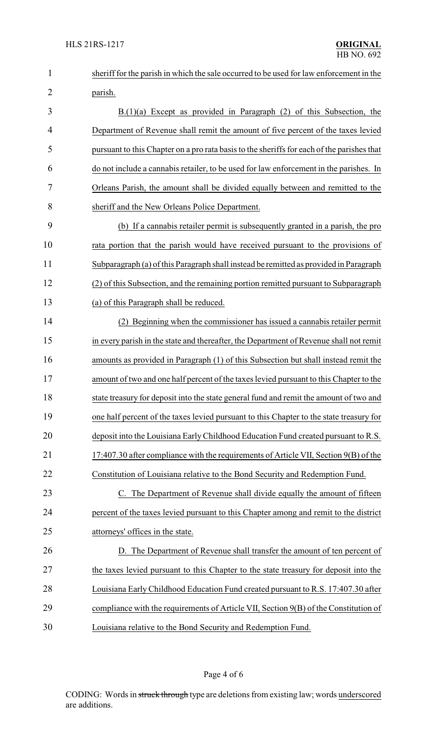sheriff for the parish in which the sale occurred to be used for law enforcement in the parish.

B.(1)(a) Except as provided in Paragraph (2) of this Subsection, the Department of Revenue shall remit the amount of five percent of the taxes levied pursuant to this Chapter on a pro rata basis to the sheriffs for each of the parishes that do not include a cannabis retailer, to be used for law enforcement in the parishes. In Orleans Parish, the amount shall be divided equally between and remitted to the sheriff and the New Orleans Police Department.

(b) If a cannabis retailer permit is subsequently granted in a parish, the pro rata portion that the parish would have received pursuant to the provisions of Subparagraph (a) of this Paragraph shall instead be remitted as provided in Paragraph (2) of this Subsection, and the remaining portion remitted pursuant to Subparagraph (a) of this Paragraph shall be reduced.

(2) Beginning when the commissioner has issued a cannabis retailer permit in every parish in the state and thereafter, the Department of Revenue shall not remit amounts as provided in Paragraph (1) of this Subsection but shall instead remit the amount of two and one half percent of the taxes levied pursuant to this Chapter to the state treasury for deposit into the state general fund and remit the amount of two and one half percent of the taxes levied pursuant to this Chapter to the state treasury for deposit into the Louisiana Early Childhood Education Fund created pursuant to R.S. 17:407.30 after compliance with the requirements of Article VII, Section 9(B) of the Constitution of Louisiana relative to the Bond Security and Redemption Fund.

C. The Department of Revenue shall divide equally the amount of fifteen percent of the taxes levied pursuant to this Chapter among and remit to the district attorneys' offices in the state.

D. The Department of Revenue shall transfer the amount of ten percent of the taxes levied pursuant to this Chapter to the state treasury for deposit into the Louisiana Early Childhood Education Fund created pursuant to R.S. 17:407.30 after compliance with the requirements of Article VII, Section 9(B) of the Constitution of Louisiana relative to the Bond Security and Redemption Fund.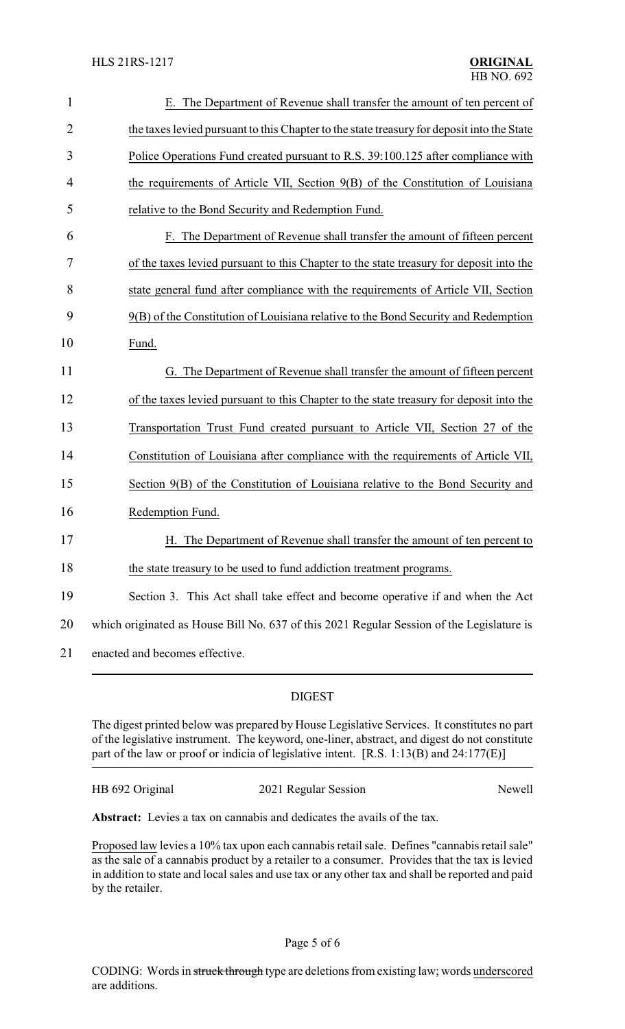E. The Department of Revenue shall transfer the amount of ten percent of the taxes levied pursuant to this Chapter to the state treasury for deposit into the State Police Operations Fund created pursuant to R.S. 39:100.125 after compliance with the requirements of Article VII, Section 9(B) of the Constitution of Louisiana relative to the Bond Security and Redemption Fund.

F. The Department of Revenue shall transfer the amount of fifteen percent of the taxes levied pursuant to this Chapter to the state treasury for deposit into the state general fund after compliance with the requirements of Article VII, Section 9(B) of the Constitution of Louisiana relative to the Bond Security and Redemption Fund.

G. The Department of Revenue shall transfer the amount of fifteen percent of the taxes levied pursuant to this Chapter to the state treasury for deposit into the Transportation Trust Fund created pursuant to Article VII, Section 27 of the Constitution of Louisiana after compliance with the requirements of Article VII, Section 9(B) of the Constitution of Louisiana relative to the Bond Security and Redemption Fund.

H. The Department of Revenue shall transfer the amount of ten percent to the state treasury to be used to fund addiction treatment programs.

Section 3. This Act shall take effect and become operative if and when the Act which originated as House Bill No. 637 of this 2021 Regular Session of the Legislature is enacted and becomes effective.

## DIGEST

The digest printed below was prepared by House Legislative Services. It constitutes no part of the legislative instrument. The keyword, one-liner, abstract, and digest do not constitute part of the law or proof or indicia of legislative intent. [R.S. 1:13(B) and 24:177(E)]

HB 692 Original — 2021 Regular Session — Newell

**Abstract:** Levies a tax on cannabis and dedicates the avails of the tax.

Proposed law levies a 10% tax upon each cannabis retail sale. Defines "cannabis retail sale" as the sale of a cannabis product by a retailer to a consumer. Provides that the tax is levied in addition to state and local sales and use tax or any other tax and shall be reported and paid by the retailer.

CODING: Words in ~~struck through~~ type are deletions from existing law; words underscored are additions.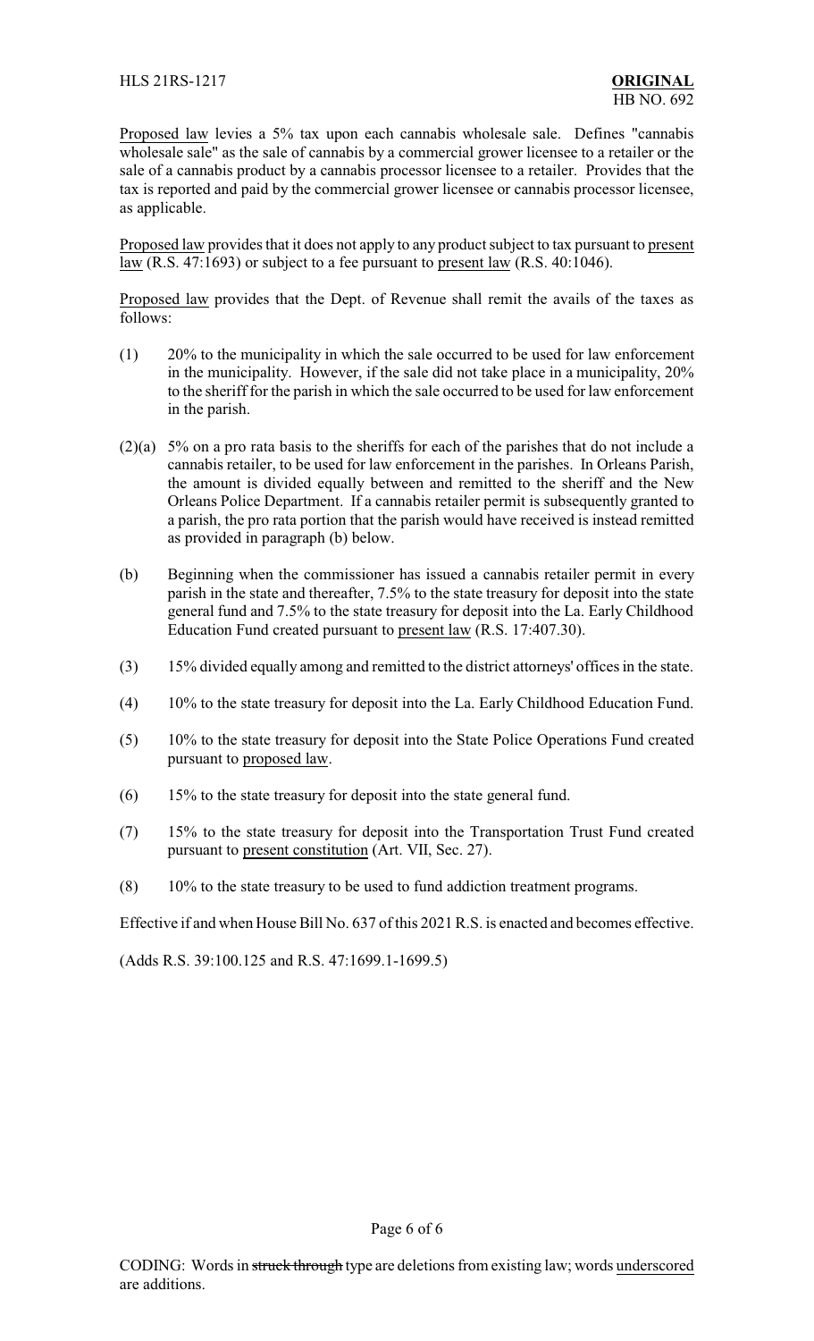Proposed law levies a 5% tax upon each cannabis wholesale sale. Defines "cannabis wholesale sale" as the sale of cannabis by a commercial grower licensee to a retailer or the sale of a cannabis product by a cannabis processor licensee to a retailer. Provides that the tax is reported and paid by the commercial grower licensee or cannabis processor licensee, as applicable.

Proposed law provides that it does not apply to any product subject to tax pursuant to present law (R.S. 47:1693) or subject to a fee pursuant to present law (R.S. 40:1046).

Proposed law provides that the Dept. of Revenue shall remit the avails of the taxes as follows:

(1) 20% to the municipality in which the sale occurred to be used for law enforcement in the municipality. However, if the sale did not take place in a municipality, 20% to the sheriff for the parish in which the sale occurred to be used for law enforcement in the parish.

(2)(a) 5% on a pro rata basis to the sheriffs for each of the parishes that do not include a cannabis retailer, to be used for law enforcement in the parishes. In Orleans Parish, the amount is divided equally between and remitted to the sheriff and the New Orleans Police Department. If a cannabis retailer permit is subsequently granted to a parish, the pro rata portion that the parish would have received is instead remitted as provided in paragraph (b) below.

(b) Beginning when the commissioner has issued a cannabis retailer permit in every parish in the state and thereafter, 7.5% to the state treasury for deposit into the state general fund and 7.5% to the state treasury for deposit into the La. Early Childhood Education Fund created pursuant to present law (R.S. 17:407.30).

(3) 15% divided equally among and remitted to the district attorneys' offices in the state.

(4) 10% to the state treasury for deposit into the La. Early Childhood Education Fund.

(5) 10% to the state treasury for deposit into the State Police Operations Fund created pursuant to proposed law.

(6) 15% to the state treasury for deposit into the state general fund.

(7) 15% to the state treasury for deposit into the Transportation Trust Fund created pursuant to present constitution (Art. VII, Sec. 27).

(8) 10% to the state treasury to be used to fund addiction treatment programs.

Effective if and when House Bill No. 637 of this 2021 R.S. is enacted and becomes effective.

(Adds R.S. 39:100.125 and R.S. 47:1699.1-1699.5)

CODING: Words in ~~struck through~~ type are deletions from existing law; words underscored are additions.